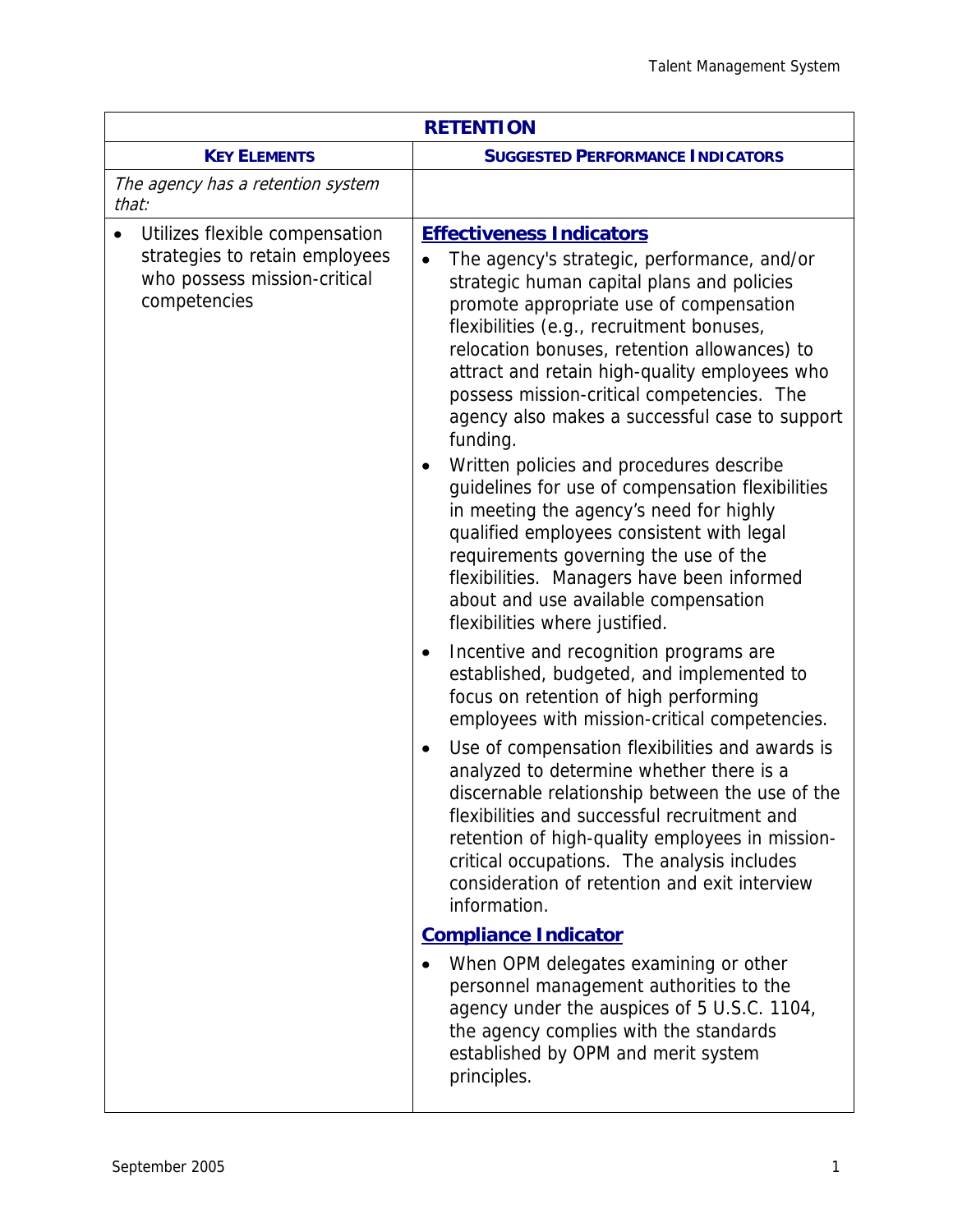| RETENTION | |
|---|---|
| **KEY ELEMENTS** | **SUGGESTED PERFORMANCE INDICATORS** |
| *The agency has a retention system that:* | |
| • Utilizes flexible compensation strategies to retain employees who possess mission-critical competencies | **Effectiveness Indicators**<br>• The agency's strategic, performance, and/or strategic human capital plans and policies promote appropriate use of compensation flexibilities (e.g., recruitment bonuses, relocation bonuses, retention allowances) to attract and retain high-quality employees who possess mission-critical competencies. The agency also makes a successful case to support funding.<br>• Written policies and procedures describe guidelines for use of compensation flexibilities in meeting the agency's need for highly qualified employees consistent with legal requirements governing the use of the flexibilities. Managers have been informed about and use available compensation flexibilities where justified.<br>• Incentive and recognition programs are established, budgeted, and implemented to focus on retention of high performing employees with mission-critical competencies.<br>• Use of compensation flexibilities and awards is analyzed to determine whether there is a discernable relationship between the use of the flexibilities and successful recruitment and retention of high-quality employees in mission-critical occupations. The analysis includes consideration of retention and exit interview information.<br>**Compliance Indicator**<br>• When OPM delegates examining or other personnel management authorities to the agency under the auspices of 5 U.S.C. 1104, the agency complies with the standards established by OPM and merit system principles. |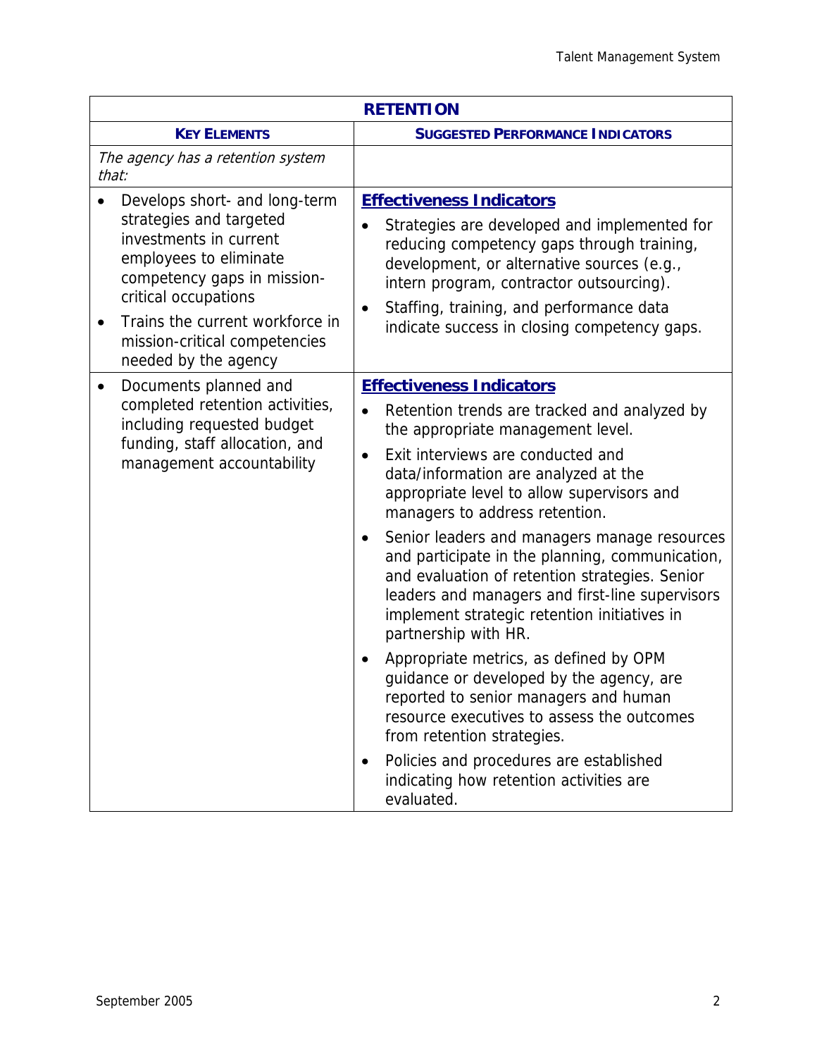| RETENTION | |
|---|---|
| **KEY ELEMENTS** | **SUGGESTED PERFORMANCE INDICATORS** |
| *The agency has a retention system that:* | |
| • Develops short- and long-term strategies and targeted investments in current employees to eliminate competency gaps in mission-critical occupations<br>• Trains the current workforce in mission-critical competencies needed by the agency | **Effectiveness Indicators**<br>• Strategies are developed and implemented for reducing competency gaps through training, development, or alternative sources (e.g., intern program, contractor outsourcing).<br>• Staffing, training, and performance data indicate success in closing competency gaps. |
| • Documents planned and completed retention activities, including requested budget funding, staff allocation, and management accountability | **Effectiveness Indicators**<br>• Retention trends are tracked and analyzed by the appropriate management level.<br>• Exit interviews are conducted and data/information are analyzed at the appropriate level to allow supervisors and managers to address retention.<br>• Senior leaders and managers manage resources and participate in the planning, communication, and evaluation of retention strategies. Senior leaders and managers and first-line supervisors implement strategic retention initiatives in partnership with HR.<br>• Appropriate metrics, as defined by OPM guidance or developed by the agency, are reported to senior managers and human resource executives to assess the outcomes from retention strategies.<br>• Policies and procedures are established indicating how retention activities are evaluated. |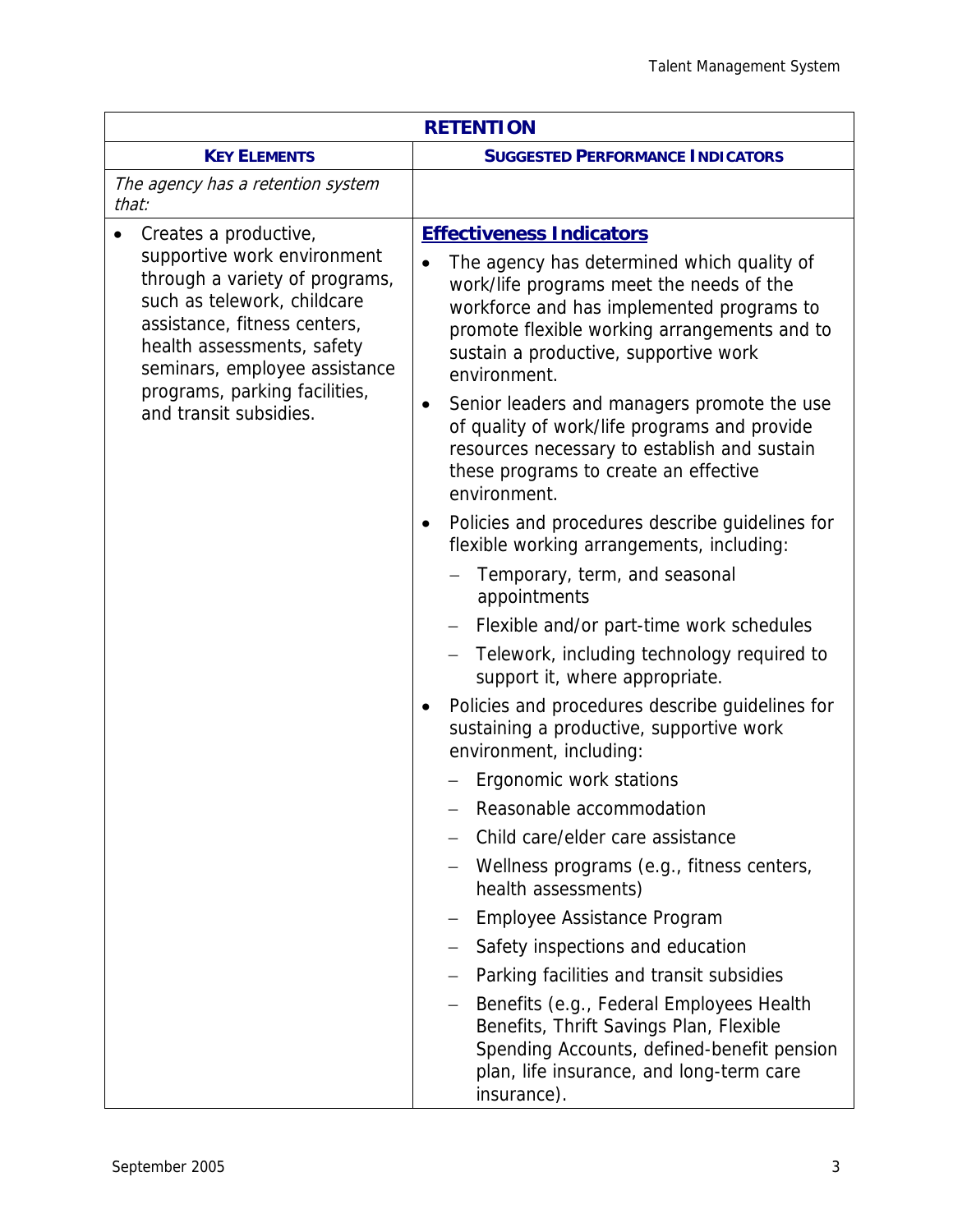| RETENTION | |
|---|---|
| **KEY ELEMENTS** | **SUGGESTED PERFORMANCE INDICATORS** |
| *The agency has a retention system that:* | |
| • Creates a productive, supportive work environment through a variety of programs, such as telework, childcare assistance, fitness centers, health assessments, safety seminars, employee assistance programs, parking facilities, and transit subsidies. | **Effectiveness Indicators**<br>• The agency has determined which quality of work/life programs meet the needs of the workforce and has implemented programs to promote flexible working arrangements and to sustain a productive, supportive work environment.<br>• Senior leaders and managers promote the use of quality of work/life programs and provide resources necessary to establish and sustain these programs to create an effective environment.<br>• Policies and procedures describe guidelines for flexible working arrangements, including:<br>– Temporary, term, and seasonal appointments<br>– Flexible and/or part-time work schedules<br>– Telework, including technology required to support it, where appropriate.<br>• Policies and procedures describe guidelines for sustaining a productive, supportive work environment, including:<br>– Ergonomic work stations<br>– Reasonable accommodation<br>– Child care/elder care assistance<br>– Wellness programs (e.g., fitness centers, health assessments)<br>– Employee Assistance Program<br>– Safety inspections and education<br>– Parking facilities and transit subsidies<br>– Benefits (e.g., Federal Employees Health Benefits, Thrift Savings Plan, Flexible Spending Accounts, defined-benefit pension plan, life insurance, and long-term care insurance). |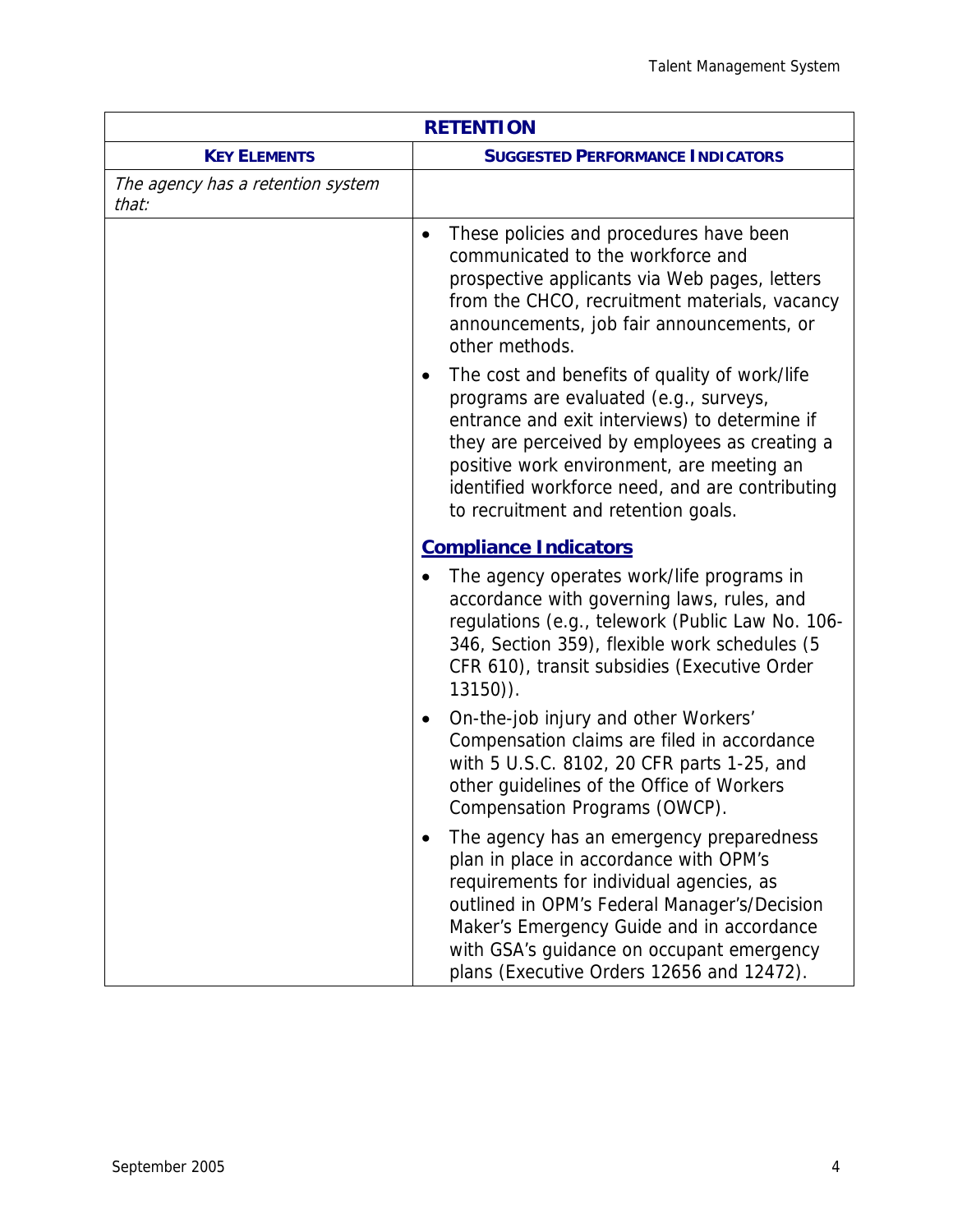| RETENTION | |
|---|---|
| **KEY ELEMENTS** | **SUGGESTED PERFORMANCE INDICATORS** |
| *The agency has a retention system that:* | |
| | • These policies and procedures have been communicated to the workforce and prospective applicants via Web pages, letters from the CHCO, recruitment materials, vacancy announcements, job fair announcements, or other methods.<br>• The cost and benefits of quality of work/life programs are evaluated (e.g., surveys, entrance and exit interviews) to determine if they are perceived by employees as creating a positive work environment, are meeting an identified workforce need, and are contributing to recruitment and retention goals.<br><br>**Compliance Indicators**<br><br>• The agency operates work/life programs in accordance with governing laws, rules, and regulations (e.g., telework (Public Law No. 106-346, Section 359), flexible work schedules (5 CFR 610), transit subsidies (Executive Order 13150)).<br>• On-the-job injury and other Workers' Compensation claims are filed in accordance with 5 U.S.C. 8102, 20 CFR parts 1-25, and other guidelines of the Office of Workers Compensation Programs (OWCP).<br>• The agency has an emergency preparedness plan in place in accordance with OPM's requirements for individual agencies, as outlined in OPM's Federal Manager's/Decision Maker's Emergency Guide and in accordance with GSA's guidance on occupant emergency plans (Executive Orders 12656 and 12472). |